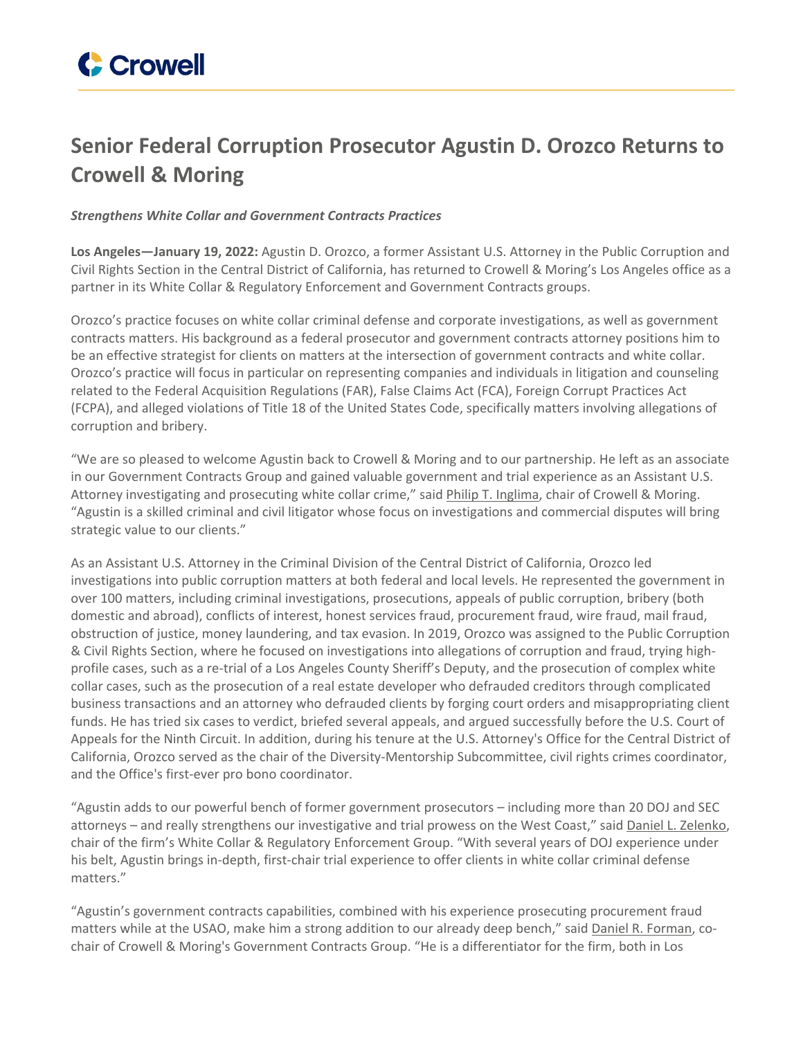# Senior Federal Corruption Prosecutor Agustin D. Orozco Returns to Crowell & Moring

***Strengthens White Collar and Government Contracts Practices***

**Los Angeles—January 19, 2022:** Agustin D. Orozco, a former Assistant U.S. Attorney in the Public Corruption and Civil Rights Section in the Central District of California, has returned to Crowell & Moring's Los Angeles office as a partner in its White Collar & Regulatory Enforcement and Government Contracts groups.

Orozco's practice focuses on white collar criminal defense and corporate investigations, as well as government contracts matters. His background as a federal prosecutor and government contracts attorney positions him to be an effective strategist for clients on matters at the intersection of government contracts and white collar. Orozco's practice will focus in particular on representing companies and individuals in litigation and counseling related to the Federal Acquisition Regulations (FAR), False Claims Act (FCA), Foreign Corrupt Practices Act (FCPA), and alleged violations of Title 18 of the United States Code, specifically matters involving allegations of corruption and bribery.

"We are so pleased to welcome Agustin back to Crowell & Moring and to our partnership. He left as an associate in our Government Contracts Group and gained valuable government and trial experience as an Assistant U.S. Attorney investigating and prosecuting white collar crime," said Philip T. Inglima, chair of Crowell & Moring. "Agustin is a skilled criminal and civil litigator whose focus on investigations and commercial disputes will bring strategic value to our clients."

As an Assistant U.S. Attorney in the Criminal Division of the Central District of California, Orozco led investigations into public corruption matters at both federal and local levels. He represented the government in over 100 matters, including criminal investigations, prosecutions, appeals of public corruption, bribery (both domestic and abroad), conflicts of interest, honest services fraud, procurement fraud, wire fraud, mail fraud, obstruction of justice, money laundering, and tax evasion. In 2019, Orozco was assigned to the Public Corruption & Civil Rights Section, where he focused on investigations into allegations of corruption and fraud, trying high-profile cases, such as a re-trial of a Los Angeles County Sheriff's Deputy, and the prosecution of complex white collar cases, such as the prosecution of a real estate developer who defrauded creditors through complicated business transactions and an attorney who defrauded clients by forging court orders and misappropriating client funds. He has tried six cases to verdict, briefed several appeals, and argued successfully before the U.S. Court of Appeals for the Ninth Circuit. In addition, during his tenure at the U.S. Attorney's Office for the Central District of California, Orozco served as the chair of the Diversity-Mentorship Subcommittee, civil rights crimes coordinator, and the Office's first-ever pro bono coordinator.

"Agustin adds to our powerful bench of former government prosecutors – including more than 20 DOJ and SEC attorneys – and really strengthens our investigative and trial prowess on the West Coast," said Daniel L. Zelenko, chair of the firm's White Collar & Regulatory Enforcement Group. "With several years of DOJ experience under his belt, Agustin brings in-depth, first-chair trial experience to offer clients in white collar criminal defense matters."

"Agustin's government contracts capabilities, combined with his experience prosecuting procurement fraud matters while at the USAO, make him a strong addition to our already deep bench," said Daniel R. Forman, co-chair of Crowell & Moring's Government Contracts Group. "He is a differentiator for the firm, both in Los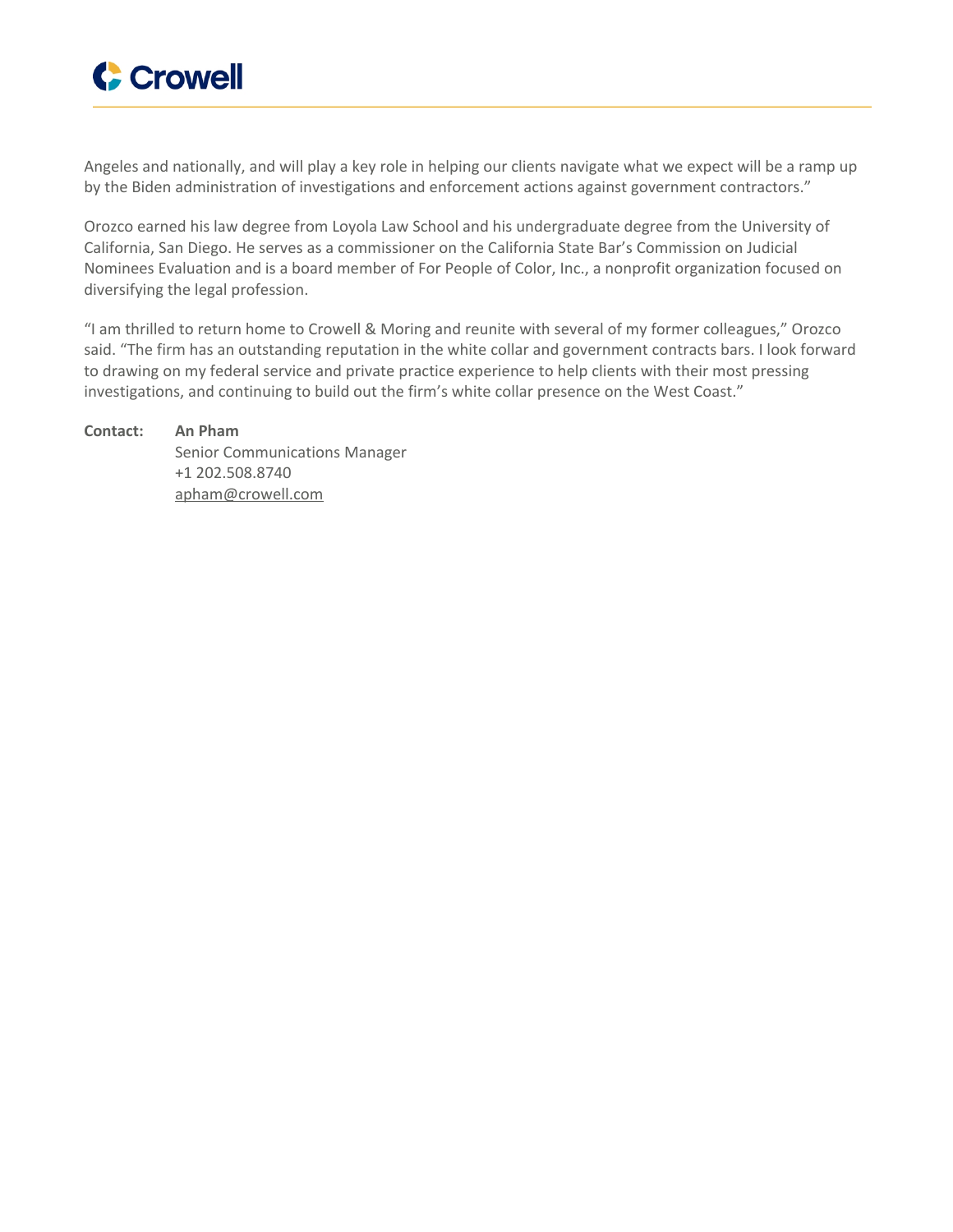Angeles and nationally, and will play a key role in helping our clients navigate what we expect will be a ramp up by the Biden administration of investigations and enforcement actions against government contractors."

Orozco earned his law degree from Loyola Law School and his undergraduate degree from the University of California, San Diego. He serves as a commissioner on the California State Bar's Commission on Judicial Nominees Evaluation and is a board member of For People of Color, Inc., a nonprofit organization focused on diversifying the legal profession.

"I am thrilled to return home to Crowell & Moring and reunite with several of my former colleagues," Orozco said. "The firm has an outstanding reputation in the white collar and government contracts bars. I look forward to drawing on my federal service and private practice experience to help clients with their most pressing investigations, and continuing to build out the firm's white collar presence on the West Coast."

**Contact:** **An Pham**
Senior Communications Manager
+1 202.508.8740
apham@crowell.com